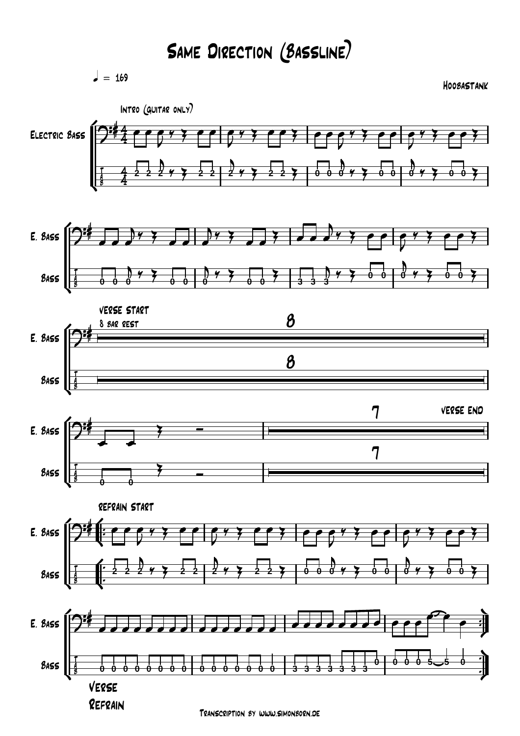# Same Direction (Bassline)

♩ = 169

Hoobastank

Intro (guitar only)

Electric Bass

E. Bass

Bass

verse start

8 bar rest

verse end

refrain start

Verse

Refrain

Transcription by www.simonborn.de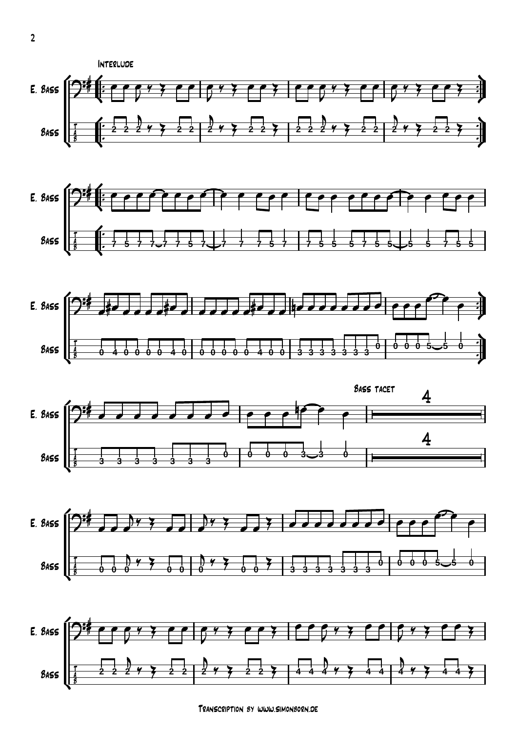Interlude

E. Bass

Bass

Bass tacet

4

Transcription by www.simonborn.de